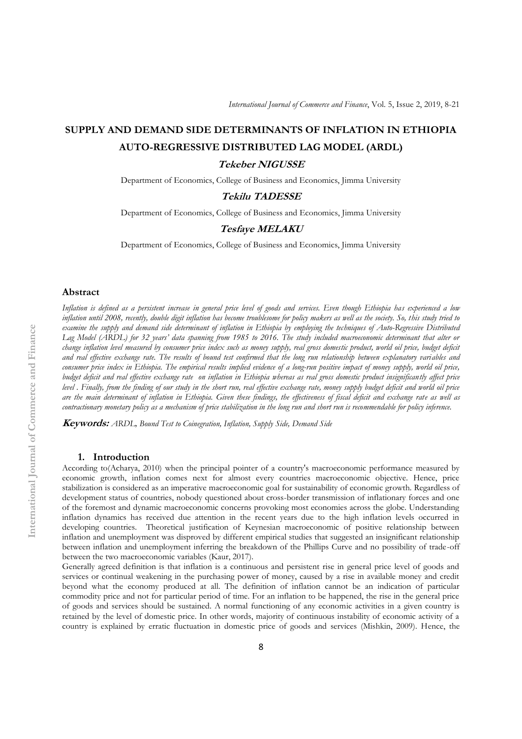# SUPPLY AND DEMAND SIDE DETERMINANTS OF INFLATION IN ETHIOPIA AUTO-REGRESSIVE DISTRIBUTED LAG MODEL (ARDL)

**Tekeber NIGUSSE**

Department of Economics, College of Business and Economics, Jimma University

**Tekilu TADESSE**

Department of Economics, College of Business and Economics, Jimma University

**Tesfaye MELAKU**

Department of Economics, College of Business and Economics, Jimma University

## Abstract

*Inflation is defined as a persistent increase in general price level of goods and services. Even though Ethiopia has experienced a low inflation until 2008, recently, double digit inflation has become troublesome for policy makers as well as the society. So, this study tried to examine the supply and demand side determinant of inflation in Ethiopia by employing the techniques of Auto-Regressive Distributed Lag Model (ARDL) for 32 years' data spanning from 1985 to 2016. The study included macroeconomic determinant that alter or change inflation level measured by consumer price index such as money supply, real gross domestic product, world oil price, budget deficit and real effective exchange rate. The results of bound test confirmed that the long run relationship between explanatory variables and consumer price index in Ethiopia. The empirical results implied evidence of a long-run positive impact of money supply, world oil price, budget deficit and real effective exchange rate on inflation in Ethiopia whereas as real gross domestic product insignificantly affect price level . Finally, from the finding of our study in the short run, real effective exchange rate, money supply budget deficit and world oil price are the main determinant of inflation in Ethiopia. Given these findings, the effectiveness of fiscal deficit and exchange rate as well as contractionary monetary policy as a mechanism of price stabilization in the long run and short run is recommendable for policy inference.*

**Keywords:** *ARDL, Bound Test to Coinegration, Inflation, Supply Side, Demand Side*

## 1. Introduction

According to(Acharya, 2010) when the principal pointer of a country's macroeconomic performance measured by economic growth, inflation comes next for almost every countries macroeconomic objective. Hence, price stabilization is considered as an imperative macroeconomic goal for sustainability of economic growth. Regardless of development status of countries, nobody questioned about cross-border transmission of inflationary forces and one of the foremost and dynamic macroeconomic concerns provoking most economies across the globe. Understanding inflation dynamics has received due attention in the recent years due to the high inflation levels occurred in developing countries. Theoretical justification of Keynesian macroeconomic of positive relationship between inflation and unemployment was disproved by different empirical studies that suggested an insignificant relationship between inflation and unemployment inferring the breakdown of the Phillips Curve and no possibility of trade-off between the two macroeconomic variables (Kaur, 2017).

Generally agreed definition is that inflation is a continuous and persistent rise in general price level of goods and services or continual weakening in the purchasing power of money, caused by a rise in available money and credit beyond what the economy produced at all. The definition of inflation cannot be an indication of particular commodity price and not for particular period of time. For an inflation to be happened, the rise in the general price of goods and services should be sustained. A normal functioning of any economic activities in a given country is retained by the level of domestic price. In other words, majority of continuous instability of economic activity of a country is explained by erratic fluctuation in domestic price of goods and services (Mishkin, 2009). Hence, the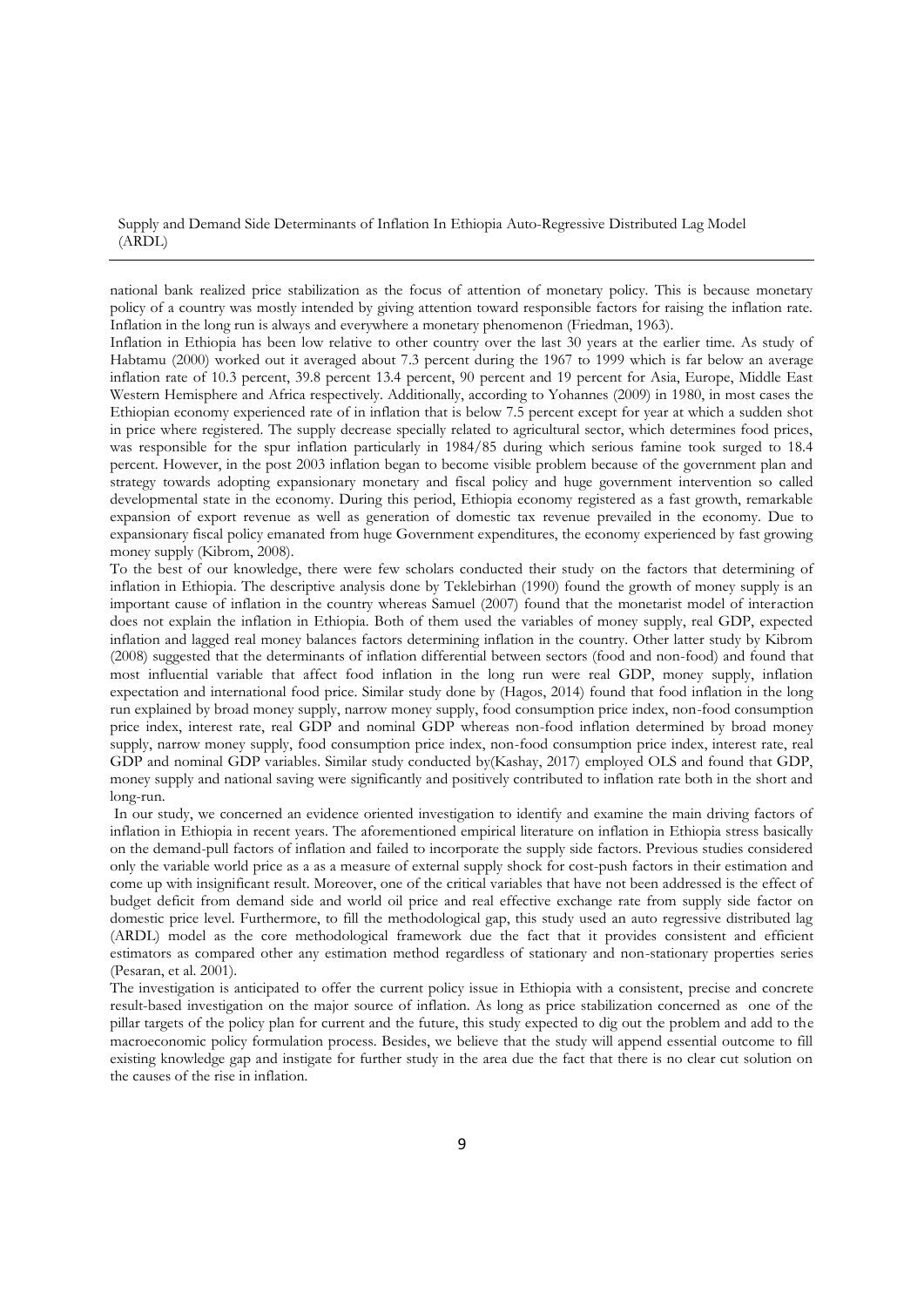national bank realized price stabilization as the focus of attention of monetary policy. This is because monetary policy of a country was mostly intended by giving attention toward responsible factors for raising the inflation rate. Inflation in the long run is always and everywhere a monetary phenomenon (Friedman, 1963).

Inflation in Ethiopia has been low relative to other country over the last 30 years at the earlier time. As study of Habtamu (2000) worked out it averaged about 7.3 percent during the 1967 to 1999 which is far below an average inflation rate of 10.3 percent, 39.8 percent 13.4 percent, 90 percent and 19 percent for Asia, Europe, Middle East Western Hemisphere and Africa respectively. Additionally, according to Yohannes (2009) in 1980, in most cases the Ethiopian economy experienced rate of in inflation that is below 7.5 percent except for year at which a sudden shot in price where registered. The supply decrease specially related to agricultural sector, which determines food prices, was responsible for the spur inflation particularly in 1984/85 during which serious famine took surged to 18.4 percent. However, in the post 2003 inflation began to become visible problem because of the government plan and strategy towards adopting expansionary monetary and fiscal policy and huge government intervention so called developmental state in the economy. During this period, Ethiopia economy registered as a fast growth, remarkable expansion of export revenue as well as generation of domestic tax revenue prevailed in the economy. Due to expansionary fiscal policy emanated from huge Government expenditures, the economy experienced by fast growing money supply (Kibrom, 2008).

To the best of our knowledge, there were few scholars conducted their study on the factors that determining of inflation in Ethiopia. The descriptive analysis done by Teklebirhan (1990) found the growth of money supply is an important cause of inflation in the country whereas Samuel (2007) found that the monetarist model of interaction does not explain the inflation in Ethiopia. Both of them used the variables of money supply, real GDP, expected inflation and lagged real money balances factors determining inflation in the country. Other latter study by Kibrom (2008) suggested that the determinants of inflation differential between sectors (food and non-food) and found that most influential variable that affect food inflation in the long run were real GDP, money supply, inflation expectation and international food price. Similar study done by (Hagos, 2014) found that food inflation in the long run explained by broad money supply, narrow money supply, food consumption price index, non-food consumption price index, interest rate, real GDP and nominal GDP whereas non-food inflation determined by broad money supply, narrow money supply, food consumption price index, non-food consumption price index, interest rate, real GDP and nominal GDP variables. Similar study conducted by(Kashay, 2017) employed OLS and found that GDP, money supply and national saving were significantly and positively contributed to inflation rate both in the short and long-run.

In our study, we concerned an evidence oriented investigation to identify and examine the main driving factors of inflation in Ethiopia in recent years. The aforementioned empirical literature on inflation in Ethiopia stress basically on the demand-pull factors of inflation and failed to incorporate the supply side factors. Previous studies considered only the variable world price as a as a measure of external supply shock for cost-push factors in their estimation and come up with insignificant result. Moreover, one of the critical variables that have not been addressed is the effect of budget deficit from demand side and world oil price and real effective exchange rate from supply side factor on domestic price level. Furthermore, to fill the methodological gap, this study used an auto regressive distributed lag (ARDL) model as the core methodological framework due the fact that it provides consistent and efficient estimators as compared other any estimation method regardless of stationary and non-stationary properties series (Pesaran, et al. 2001).

The investigation is anticipated to offer the current policy issue in Ethiopia with a consistent, precise and concrete result-based investigation on the major source of inflation. As long as price stabilization concerned as one of the pillar targets of the policy plan for current and the future, this study expected to dig out the problem and add to the macroeconomic policy formulation process. Besides, we believe that the study will append essential outcome to fill existing knowledge gap and instigate for further study in the area due the fact that there is no clear cut solution on the causes of the rise in inflation.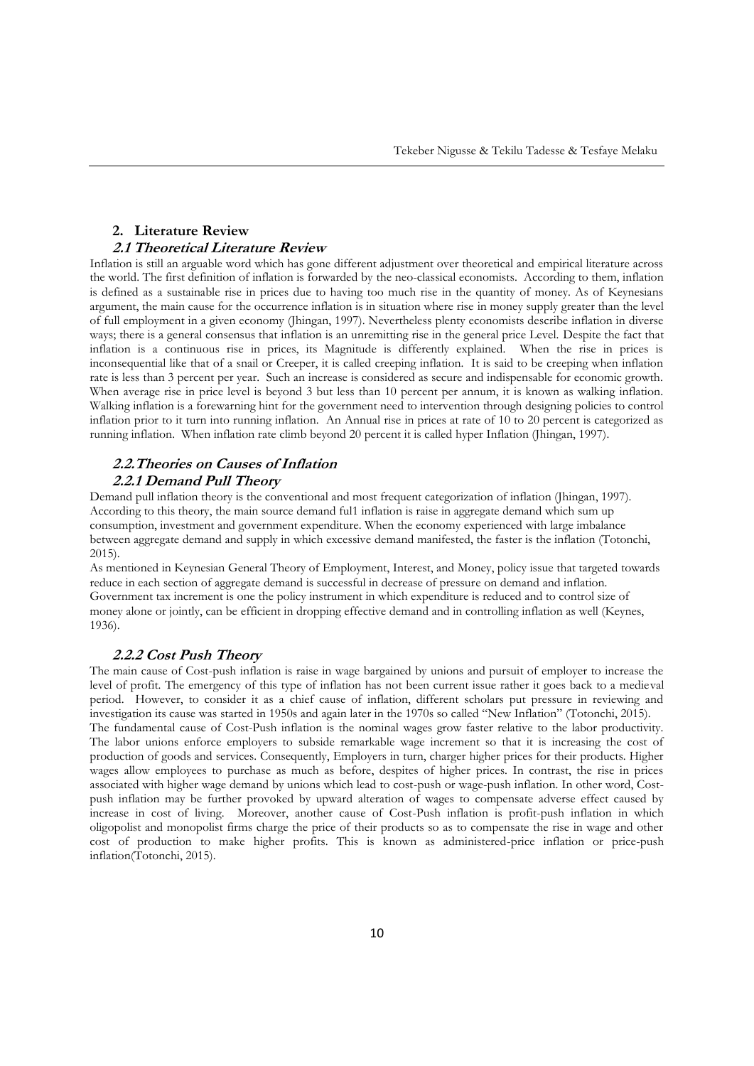## 2. Literature Review

### *2.1 Theoretical Literature Review*

Inflation is still an arguable word which has gone different adjustment over theoretical and empirical literature across the world. The first definition of inflation is forwarded by the neo-classical economists. According to them, inflation is defined as a sustainable rise in prices due to having too much rise in the quantity of money. As of Keynesians argument, the main cause for the occurrence inflation is in situation where rise in money supply greater than the level of full employment in a given economy (Jhingan, 1997). Nevertheless plenty economists describe inflation in diverse ways; there is a general consensus that inflation is an unremitting rise in the general price Level. Despite the fact that inflation is a continuous rise in prices, its Magnitude is differently explained. When the rise in prices is inconsequential like that of a snail or Creeper, it is called creeping inflation. It is said to be creeping when inflation rate is less than 3 percent per year. Such an increase is considered as secure and indispensable for economic growth. When average rise in price level is beyond 3 but less than 10 percent per annum, it is known as walking inflation. Walking inflation is a forewarning hint for the government need to intervention through designing policies to control inflation prior to it turn into running inflation. An Annual rise in prices at rate of 10 to 20 percent is categorized as running inflation. When inflation rate climb beyond 20 percent it is called hyper Inflation (Jhingan, 1997).

### *2.2.Theories on Causes of Inflation*

#### *2.2.1 Demand Pull Theory*

Demand pull inflation theory is the conventional and most frequent categorization of inflation (Jhingan, 1997). According to this theory, the main source demand full1 inflation is raise in aggregate demand which sum up consumption, investment and government expenditure. When the economy experienced with large imbalance between aggregate demand and supply in which excessive demand manifested, the faster is the inflation (Totonchi, 2015).

As mentioned in Keynesian General Theory of Employment, Interest, and Money, policy issue that targeted towards reduce in each section of aggregate demand is successful in decrease of pressure on demand and inflation. Government tax increment is one the policy instrument in which expenditure is reduced and to control size of money alone or jointly, can be efficient in dropping effective demand and in controlling inflation as well (Keynes, 1936).

#### *2.2.2 Cost Push Theory*

The main cause of Cost-push inflation is raise in wage bargained by unions and pursuit of employer to increase the level of profit. The emergency of this type of inflation has not been current issue rather it goes back to a medieval period. However, to consider it as a chief cause of inflation, different scholars put pressure in reviewing and investigation its cause was started in 1950s and again later in the 1970s so called "New Inflation" (Totonchi, 2015).

The fundamental cause of Cost-Push inflation is the nominal wages grow faster relative to the labor productivity. The labor unions enforce employers to subside remarkable wage increment so that it is increasing the cost of production of goods and services. Consequently, Employers in turn, charger higher prices for their products. Higher wages allow employees to purchase as much as before, despites of higher prices. In contrast, the rise in prices associated with higher wage demand by unions which lead to cost-push or wage-push inflation. In other word, Cost-push inflation may be further provoked by upward alteration of wages to compensate adverse effect caused by increase in cost of living. Moreover, another cause of Cost-Push inflation is profit-push inflation in which oligopolist and monopolist firms charge the price of their products so as to compensate the rise in wage and other cost of production to make higher profits. This is known as administered-price inflation or price-push inflation(Totonchi, 2015).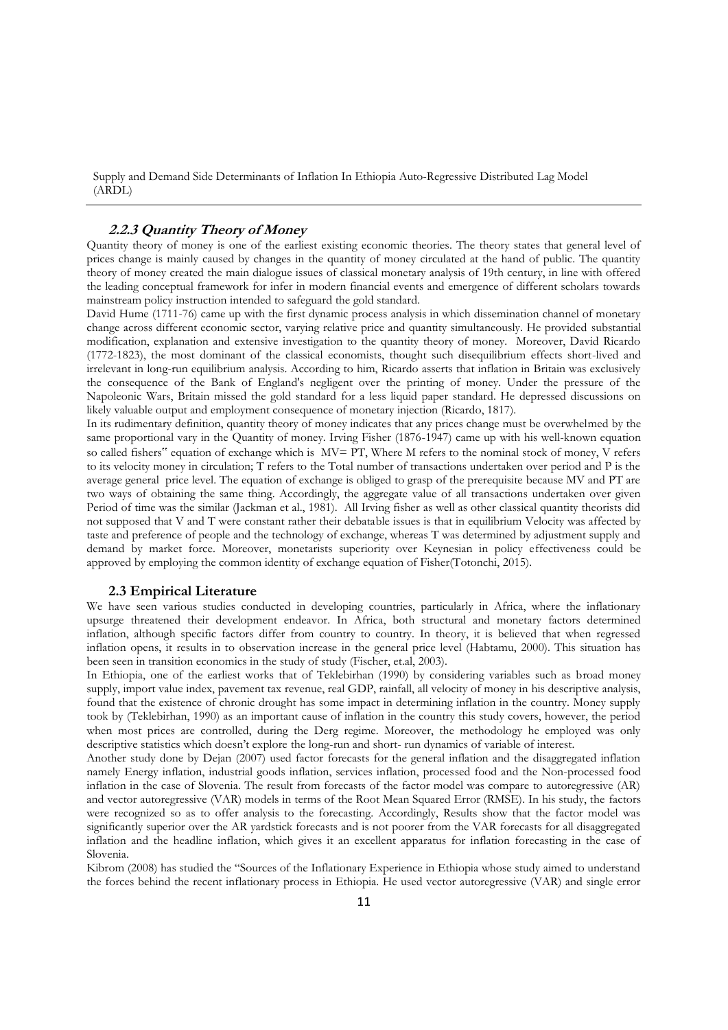### 2.2.3 Quantity Theory of Money

Quantity theory of money is one of the earliest existing economic theories. The theory states that general level of prices change is mainly caused by changes in the quantity of money circulated at the hand of public. The quantity theory of money created the main dialogue issues of classical monetary analysis of 19th century, in line with offered the leading conceptual framework for infer in modern financial events and emergence of different scholars towards mainstream policy instruction intended to safeguard the gold standard.

David Hume (1711-76) came up with the first dynamic process analysis in which dissemination channel of monetary change across different economic sector, varying relative price and quantity simultaneously. He provided substantial modification, explanation and extensive investigation to the quantity theory of money. Moreover, David Ricardo (1772-1823), the most dominant of the classical economists, thought such disequilibrium effects short-lived and irrelevant in long-run equilibrium analysis. According to him, Ricardo asserts that inflation in Britain was exclusively the consequence of the Bank of England's negligent over the printing of money. Under the pressure of the Napoleonic Wars, Britain missed the gold standard for a less liquid paper standard. He depressed discussions on likely valuable output and employment consequence of monetary injection (Ricardo, 1817).

In its rudimentary definition, quantity theory of money indicates that any prices change must be overwhelmed by the same proportional vary in the Quantity of money. Irving Fisher (1876-1947) came up with his well-known equation so called fishers" equation of exchange which is $MV = PT$, Where M refers to the nominal stock of money, V refers to its velocity money in circulation; T refers to the Total number of transactions undertaken over period and P is the average general price level. The equation of exchange is obliged to grasp of the prerequisite because MV and PT are two ways of obtaining the same thing. Accordingly, the aggregate value of all transactions undertaken over given Period of time was the similar (Jackman et al., 1981). All Irving fisher as well as other classical quantity theorists did not supposed that V and T were constant rather their debatable issues is that in equilibrium Velocity was affected by taste and preference of people and the technology of exchange, whereas T was determined by adjustment supply and demand by market force. Moreover, monetarists superiority over Keynesian in policy effectiveness could be approved by employing the common identity of exchange equation of Fisher(Totonchi, 2015).

### 2.3 Empirical Literature

We have seen various studies conducted in developing countries, particularly in Africa, where the inflationary upsurge threatened their development endeavor. In Africa, both structural and monetary factors determined inflation, although specific factors differ from country to country. In theory, it is believed that when regressed inflation opens, it results in to observation increase in the general price level (Habtamu, 2000). This situation has been seen in transition economics in the study of study (Fischer, et.al, 2003).

In Ethiopia, one of the earliest works that of Teklebirhan (1990) by considering variables such as broad money supply, import value index, pavement tax revenue, real GDP, rainfall, all velocity of money in his descriptive analysis, found that the existence of chronic drought has some impact in determining inflation in the country. Money supply took by (Teklebirhan, 1990) as an important cause of inflation in the country this study covers, however, the period when most prices are controlled, during the Derg regime. Moreover, the methodology he employed was only descriptive statistics which doesn't explore the long-run and short- run dynamics of variable of interest.

Another study done by Dejan (2007) used factor forecasts for the general inflation and the disaggregated inflation namely Energy inflation, industrial goods inflation, services inflation, processed food and the Non-processed food inflation in the case of Slovenia. The result from forecasts of the factor model was compare to autoregressive (AR) and vector autoregressive (VAR) models in terms of the Root Mean Squared Error (RMSE). In his study, the factors were recognized so as to offer analysis to the forecasting. Accordingly, Results show that the factor model was significantly superior over the AR yardstick forecasts and is not poorer from the VAR forecasts for all disaggregated inflation and the headline inflation, which gives it an excellent apparatus for inflation forecasting in the case of Slovenia.

Kibrom (2008) has studied the "Sources of the Inflationary Experience in Ethiopia whose study aimed to understand the forces behind the recent inflationary process in Ethiopia. He used vector autoregressive (VAR) and single error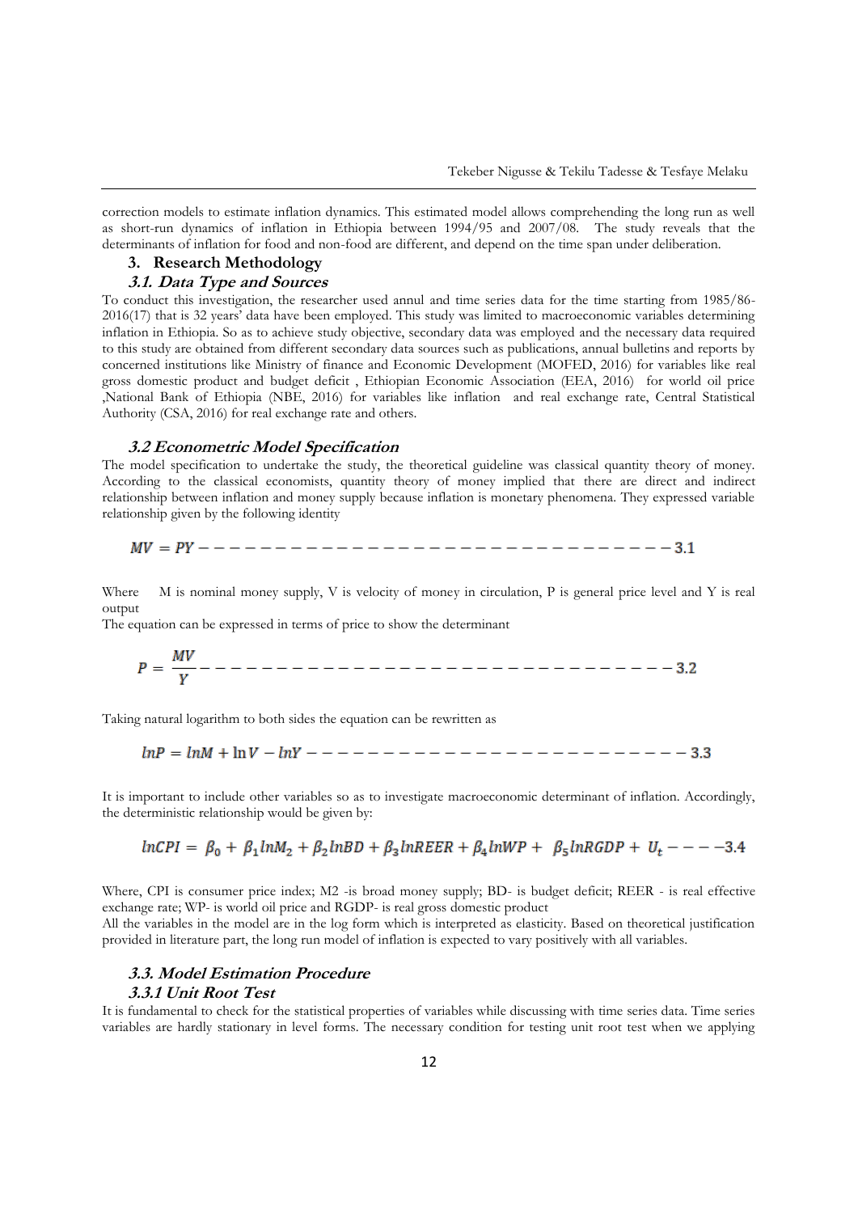correction models to estimate inflation dynamics. This estimated model allows comprehending the long run as well as short-run dynamics of inflation in Ethiopia between 1994/95 and 2007/08. The study reveals that the determinants of inflation for food and non-food are different, and depend on the time span under deliberation.

## 3. Research Methodology

### *3.1. Data Type and Sources*

To conduct this investigation, the researcher used annul and time series data for the time starting from 1985/86-2016(17) that is 32 years' data have been employed. This study was limited to macroeconomic variables determining inflation in Ethiopia. So as to achieve study objective, secondary data was employed and the necessary data required to this study are obtained from different secondary data sources such as publications, annual bulletins and reports by concerned institutions like Ministry of finance and Economic Development (MOFED, 2016) for variables like real gross domestic product and budget deficit , Ethiopian Economic Association (EEA, 2016) for world oil price ,National Bank of Ethiopia (NBE, 2016) for variables like inflation and real exchange rate, Central Statistical Authority (CSA, 2016) for real exchange rate and others.

### *3.2 Econometric Model Specification*

The model specification to undertake the study, the theoretical guideline was classical quantity theory of money. According to the classical economists, quantity theory of money implied that there are direct and indirect relationship between inflation and money supply because inflation is monetary phenomena. They expressed variable relationship given by the following identity

$$MV = PY \qquad (3.1)$$

Where M is nominal money supply, V is velocity of money in circulation, P is general price level and Y is real output

The equation can be expressed in terms of price to show the determinant

$$P = \frac{MV}{Y} \qquad (3.2)$$

Taking natural logarithm to both sides the equation can be rewritten as

$$lnP = lnM + \ln V - lnY \qquad (3.3)$$

It is important to include other variables so as to investigate macroeconomic determinant of inflation. Accordingly, the deterministic relationship would be given by:

$$lnCPI = \beta_0 + \beta_1 lnM_2 + \beta_2 lnBD + \beta_3 lnREER + \beta_4 lnWP + \beta_5 lnRGDP + U_t \qquad (3.4)$$

Where, CPI is consumer price index; M2 -is broad money supply; BD- is budget deficit; REER - is real effective exchange rate; WP- is world oil price and RGDP- is real gross domestic product

All the variables in the model are in the log form which is interpreted as elasticity. Based on theoretical justification provided in literature part, the long run model of inflation is expected to vary positively with all variables.

### *3.3. Model Estimation Procedure*

#### *3.3.1 Unit Root Test*

It is fundamental to check for the statistical properties of variables while discussing with time series data. Time series variables are hardly stationary in level forms. The necessary condition for testing unit root test when we applying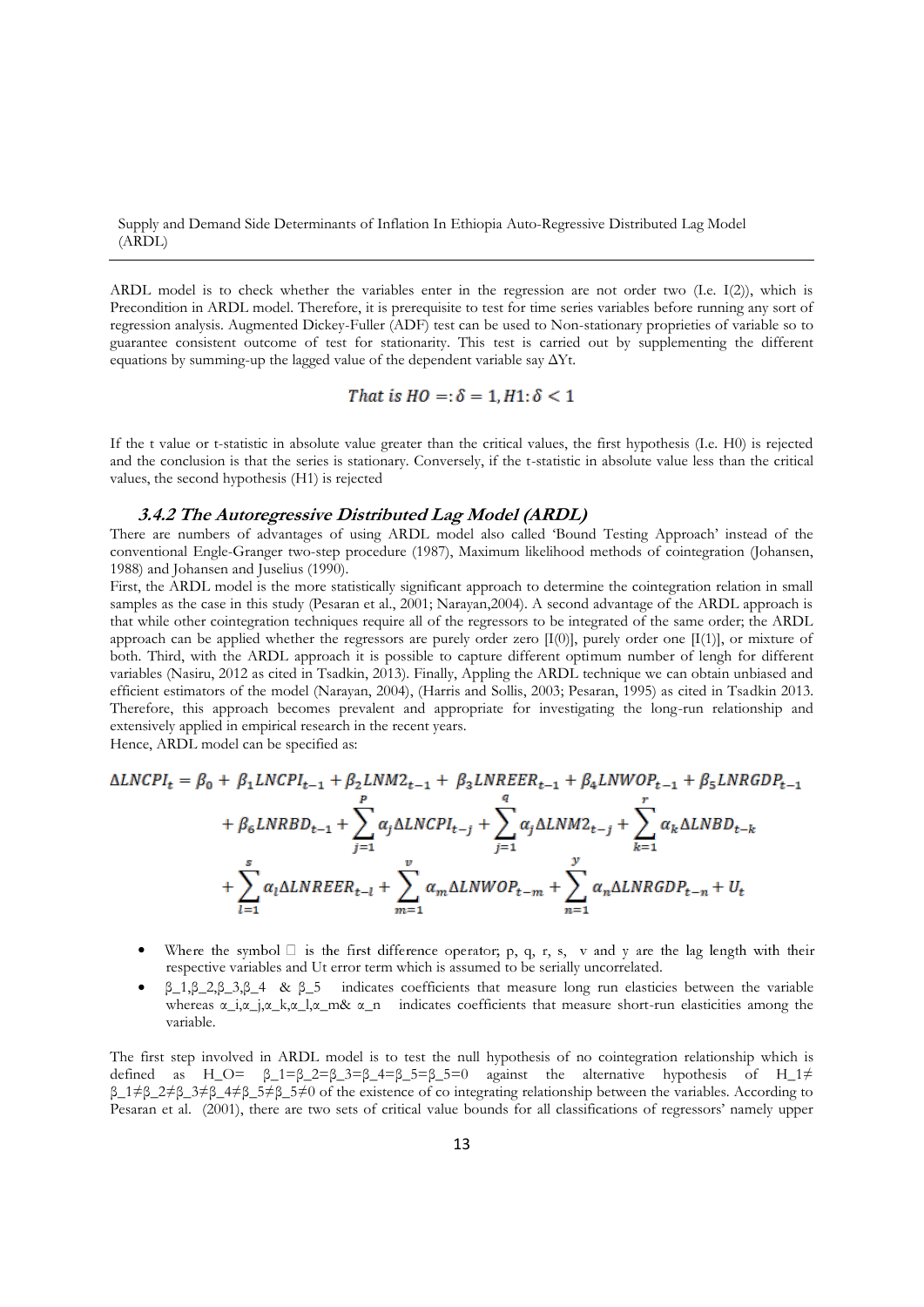ARDL model is to check whether the variables enter in the regression are not order two (I.e. I(2)), which is Precondition in ARDL model. Therefore, it is prerequisite to test for time series variables before running any sort of regression analysis. Augmented Dickey-Fuller (ADF) test can be used to Non-stationary proprieties of variable so to guarantee consistent outcome of test for stationarity. This test is carried out by supplementing the different equations by summing-up the lagged value of the dependent variable say $\Delta Yt$.

$$That\ is\ HO =: \delta = 1, H1: \delta < 1$$

If the t value or t-statistic in absolute value greater than the critical values, the first hypothesis (I.e. H0) is rejected and the conclusion is that the series is stationary. Conversely, if the t-statistic in absolute value less than the critical values, the second hypothesis (H1) is rejected

### *3.4.2 The Autoregressive Distributed Lag Model (ARDL)*

There are numbers of advantages of using ARDL model also called 'Bound Testing Approach' instead of the conventional Engle-Granger two-step procedure (1987), Maximum likelihood methods of cointegration (Johansen, 1988) and Johansen and Juselius (1990).

First, the ARDL model is the more statistically significant approach to determine the cointegration relation in small samples as the case in this study (Pesaran et al., 2001; Narayan,2004). A second advantage of the ARDL approach is that while other cointegration techniques require all of the regressors to be integrated of the same order; the ARDL approach can be applied whether the regressors are purely order zero [I(0)], purely order one [I(1)], or mixture of both. Third, with the ARDL approach it is possible to capture different optimum number of lengh for different variables (Nasiru, 2012 as cited in Tsadkin, 2013). Finally, Appling the ARDL technique we can obtain unbiased and efficient estimators of the model (Narayan, 2004), (Harris and Sollis, 2003; Pesaran, 1995) as cited in Tsadkin 2013. Therefore, this approach becomes prevalent and appropriate for investigating the long-run relationship and extensively applied in empirical research in the recent years.

Hence, ARDL model can be specified as:

$$\Delta LNCPI_t = \beta_0 + \beta_1 LNCPI_{t-1} + \beta_2 LNM2_{t-1} + \beta_3 LNREER_{t-1} + \beta_4 LNWOP_{t-1} + \beta_5 LNRGDP_{t-1} + \beta_6 LNRBD_{t-1} + \sum_{j=1}^{p} \alpha_j \Delta LNCPI_{t-j} + \sum_{j=1}^{q} \alpha_j \Delta LNM2_{t-j} + \sum_{k=1}^{r} \alpha_k \Delta LNBD_{t-k} + \sum_{l=1}^{s} \alpha_l \Delta LNREER_{t-l} + \sum_{m=1}^{v} \alpha_m \Delta LNWOP_{t-m} + \sum_{n=1}^{y} \alpha_n \Delta LNRGDP_{t-n} + U_t$$

- Where the symbol □ is the first difference operator; p, q, r, s, v and y are the lag length with their respective variables and Ut error term which is assumed to be serially uncorrelated.
- $\beta_1, \beta_2, \beta_3, \beta_4$ & $\beta_5$ indicates coefficients that measure long run elasticies between the variable whereas $\alpha_i, \alpha_j, \alpha_k, \alpha_l, \alpha_m$ & $\alpha_n$ indicates coefficients that measure short-run elasticities among the variable.

The first step involved in ARDL model is to test the null hypothesis of no cointegration relationship which is defined as $H_O = \beta_1 = \beta_2 = \beta_3 = \beta_4 = \beta_5 = \beta_5 = 0$ against the alternative hypothesis of $H_1 \neq \beta_1 \neq \beta_2 \neq \beta_3 \neq \beta_4 \neq \beta_5 \neq \beta_5 \neq 0$ of the existence of co integrating relationship between the variables. According to Pesaran et al. (2001), there are two sets of critical value bounds for all classifications of regressors' namely upper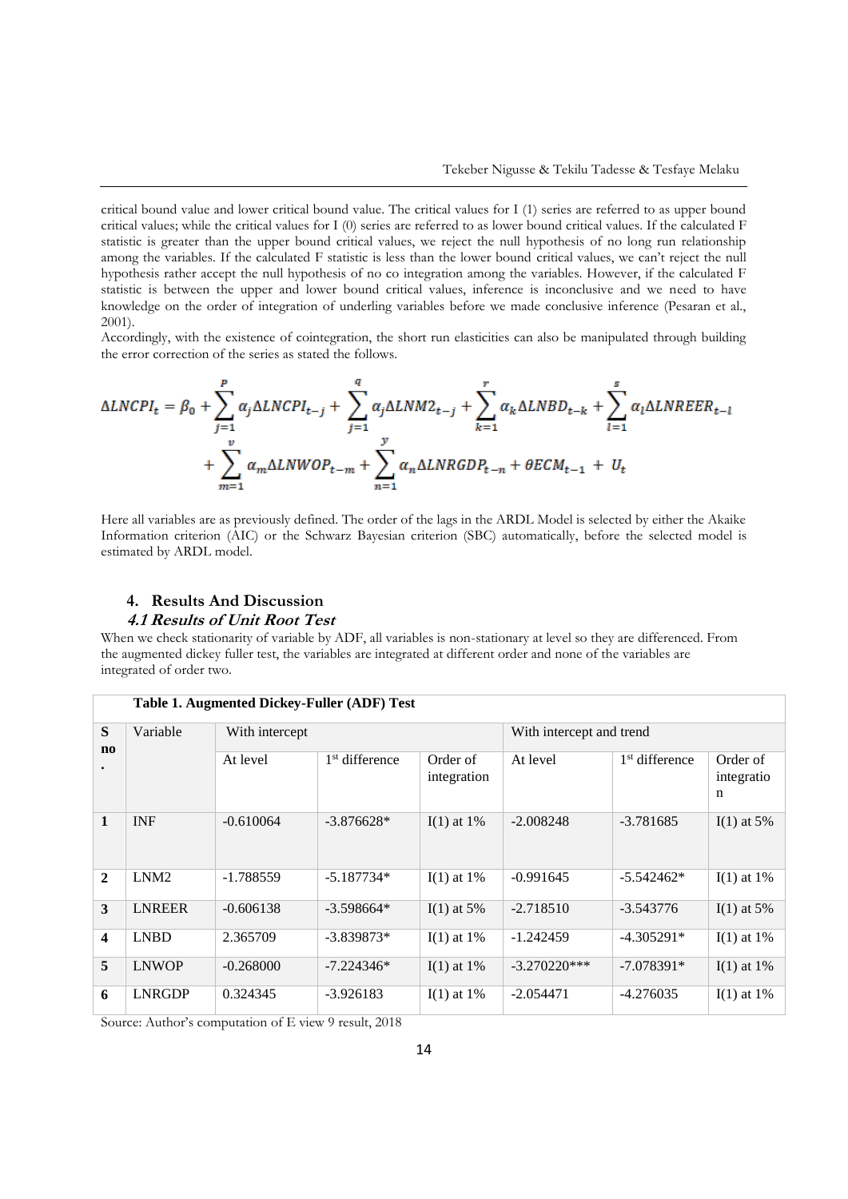critical bound value and lower critical bound value. The critical values for I (1) series are referred to as upper bound critical values; while the critical values for I (0) series are referred to as lower bound critical values. If the calculated F statistic is greater than the upper bound critical values, we reject the null hypothesis of no long run relationship among the variables. If the calculated F statistic is less than the lower bound critical values, we can't reject the null hypothesis rather accept the null hypothesis of no co integration among the variables. However, if the calculated F statistic is between the upper and lower bound critical values, inference is inconclusive and we need to have knowledge on the order of integration of underling variables before we made conclusive inference (Pesaran et al., 2001).

Accordingly, with the existence of cointegration, the short run elasticities can also be manipulated through building the error correction of the series as stated the follows.

$$\Delta LNCPI_t = \beta_0 + \sum_{j=1}^{P} \alpha_j \Delta LNCPI_{t-j} + \sum_{j=1}^{q} \alpha_j \Delta LNM2_{t-j} + \sum_{k=1}^{r} \alpha_k \Delta LNBD_{t-k} + \sum_{l=1}^{s} \alpha_l \Delta LNREER_{t-l} + \sum_{m=1}^{v} \alpha_m \Delta LNWOP_{t-m} + \sum_{n=1}^{y} \alpha_n \Delta LNRGDP_{t-n} + \theta ECM_{t-1} + U_t$$

Here all variables are as previously defined. The order of the lags in the ARDL Model is selected by either the Akaike Information criterion (AIC) or the Schwarz Bayesian criterion (SBC) automatically, before the selected model is estimated by ARDL model.

## 4. Results And Discussion

### *4.1 Results of Unit Root Test*

When we check stationarity of variable by ADF, all variables is non-stationary at level so they are differenced. From the augmented dickey fuller test, the variables are integrated at different order and none of the variables are integrated of order two.

**Table 1. Augmented Dickey-Fuller (ADF) Test**

| S no. | Variable | With intercept | | | With intercept and trend | | |
|---|---|---|---|---|---|---|---|
| | | At level | 1st difference | Order of integration | At level | 1st difference | Order of integration |
| **1** | INF | -0.610064 | -3.876628* | I(1) at 1% | -2.008248 | -3.781685 | I(1) at 5% |
| **2** | LNM2 | -1.788559 | -5.187734* | I(1) at 1% | -0.991645 | -5.542462* | I(1) at 1% |
| **3** | LNREER | -0.606138 | -3.598664* | I(1) at 5% | -2.718510 | -3.543776 | I(1) at 5% |
| **4** | LNBD | 2.365709 | -3.839873* | I(1) at 1% | -1.242459 | -4.305291* | I(1) at 1% |
| **5** | LNWOP | -0.268000 | -7.224346* | I(1) at 1% | -3.270220*** | -7.078391* | I(1) at 1% |
| **6** | LNRGDP | 0.324345 | -3.926183 | I(1) at 1% | -2.054471 | -4.276035 | I(1) at 1% |

Source: Author's computation of E view 9 result, 2018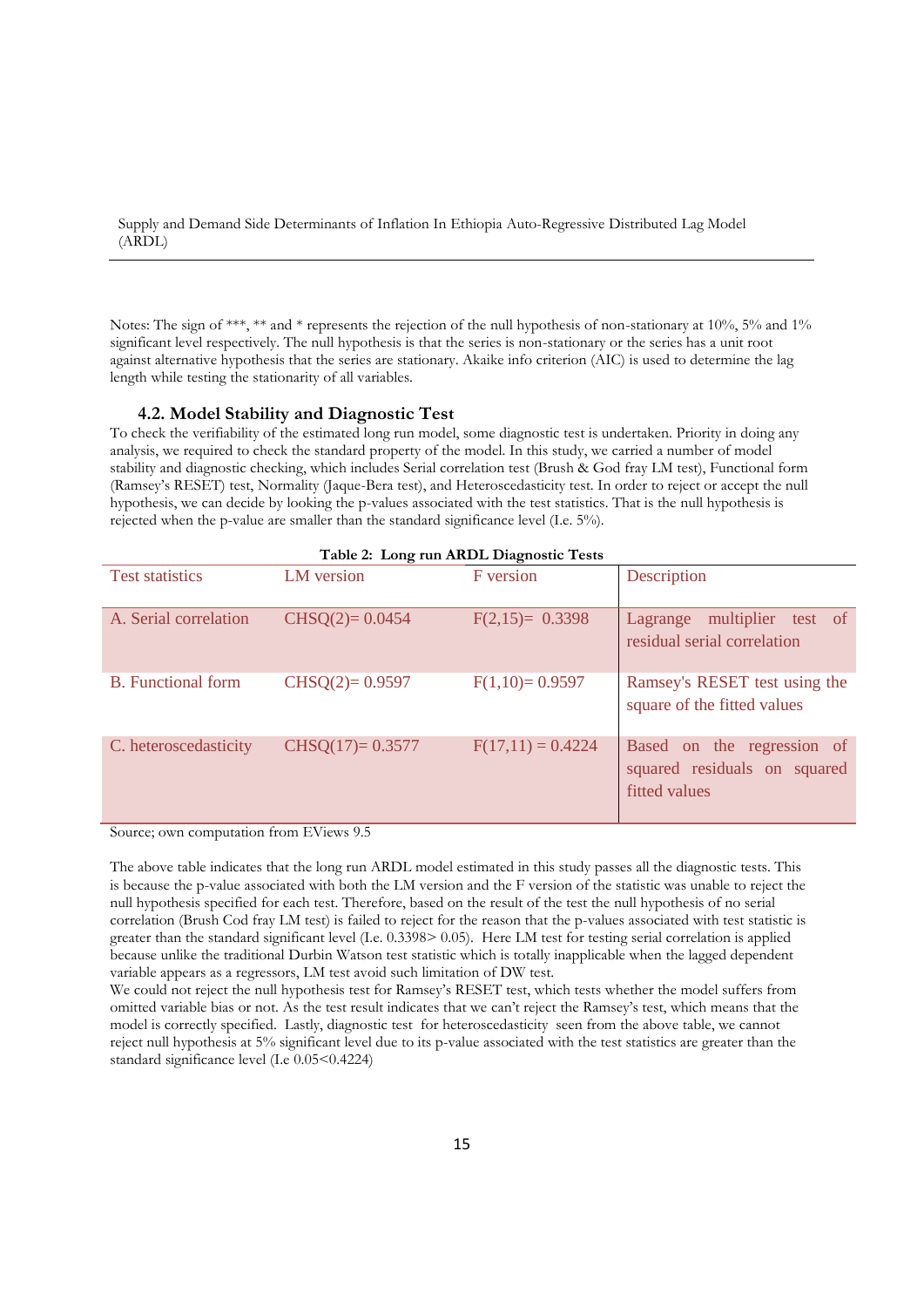Notes: The sign of ***, ** and * represents the rejection of the null hypothesis of non-stationary at 10%, 5% and 1% significant level respectively. The null hypothesis is that the series is non-stationary or the series has a unit root against alternative hypothesis that the series are stationary. Akaike info criterion (AIC) is used to determine the lag length while testing the stationarity of all variables.

### 4.2. Model Stability and Diagnostic Test

To check the verifiability of the estimated long run model, some diagnostic test is undertaken. Priority in doing any analysis, we required to check the standard property of the model. In this study, we carried a number of model stability and diagnostic checking, which includes Serial correlation test (Brush & God fray LM test), Functional form (Ramsey's RESET) test, Normality (Jaque-Bera test), and Heteroscedasticity test. In order to reject or accept the null hypothesis, we can decide by looking the p-values associated with the test statistics. That is the null hypothesis is rejected when the p-value are smaller than the standard significance level (I.e. 5%).

**Table 2: Long run ARDL Diagnostic Tests**

| Test statistics | LM version | F version | Description |
|---|---|---|---|
| A. Serial correlation | CHSQ(2)= 0.0454 | F(2,15)= 0.3398 | Lagrange multiplier test of residual serial correlation |
| B. Functional form | CHSQ(2)= 0.9597 | F(1,10)= 0.9597 | Ramsey's RESET test using the square of the fitted values |
| C. heteroscedasticity | CHSQ(17)= 0.3577 | F(17,11) = 0.4224 | Based on the regression of squared residuals on squared fitted values |

Source; own computation from EViews 9.5

The above table indicates that the long run ARDL model estimated in this study passes all the diagnostic tests. This is because the p-value associated with both the LM version and the F version of the statistic was unable to reject the null hypothesis specified for each test. Therefore, based on the result of the test the null hypothesis of no serial correlation (Brush Cod fray LM test) is failed to reject for the reason that the p-values associated with test statistic is greater than the standard significant level (I.e. 0.3398> 0.05). Here LM test for testing serial correlation is applied because unlike the traditional Durbin Watson test statistic which is totally inapplicable when the lagged dependent variable appears as a regressors, LM test avoid such limitation of DW test.

We could not reject the null hypothesis test for Ramsey's RESET test, which tests whether the model suffers from omitted variable bias or not. As the test result indicates that we can't reject the Ramsey's test, which means that the model is correctly specified. Lastly, diagnostic test for heteroscedasticity seen from the above table, we cannot reject null hypothesis at 5% significant level due to its p-value associated with the test statistics are greater than the standard significance level (I.e 0.05<0.4224)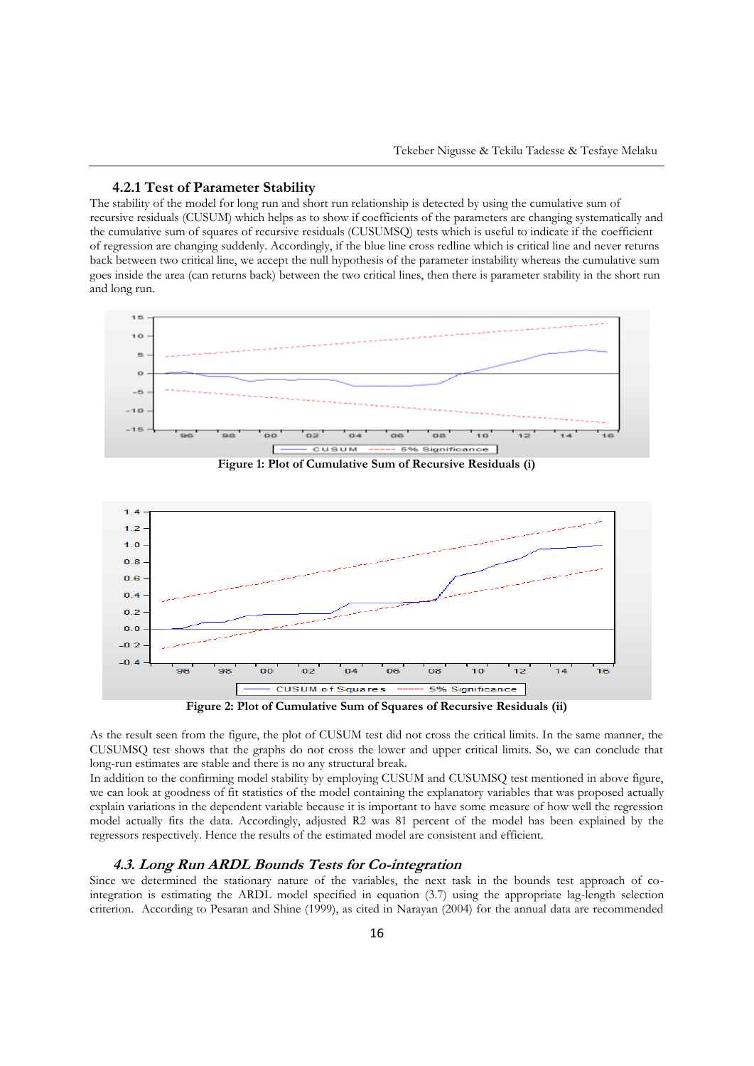### 4.2.1 Test of Parameter Stability

The stability of the model for long run and short run relationship is detected by using the cumulative sum of recursive residuals (CUSUM) which helps as to show if coefficients of the parameters are changing systematically and the cumulative sum of squares of recursive residuals (CUSUMSQ) tests which is useful to indicate if the coefficient of regression are changing suddenly. Accordingly, if the blue line cross redline which is critical line and never returns back between two critical line, we accept the null hypothesis of the parameter instability whereas the cumulative sum goes inside the area (can returns back) between the two critical lines, then there is parameter stability in the short run and long run.

**Figure 1: Plot of Cumulative Sum of Recursive Residuals (i)**

**Figure 2: Plot of Cumulative Sum of Squares of Recursive Residuals (ii)**

As the result seen from the figure, the plot of CUSUM test did not cross the critical limits. In the same manner, the CUSUMSQ test shows that the graphs do not cross the lower and upper critical limits. So, we can conclude that long-run estimates are stable and there is no any structural break.

In addition to the confirming model stability by employing CUSUM and CUSUMSQ test mentioned in above figure, we can look at goodness of fit statistics of the model containing the explanatory variables that was proposed actually explain variations in the dependent variable because it is important to have some measure of how well the regression model actually fits the data. Accordingly, adjusted R2 was 81 percent of the model has been explained by the regressors respectively. Hence the results of the estimated model are consistent and efficient.

## *4.3. Long Run ARDL Bounds Tests for Co-integration*

Since we determined the stationary nature of the variables, the next task in the bounds test approach of co-integration is estimating the ARDL model specified in equation (3.7) using the appropriate lag-length selection criterion. According to Pesaran and Shine (1999), as cited in Narayan (2004) for the annual data are recommended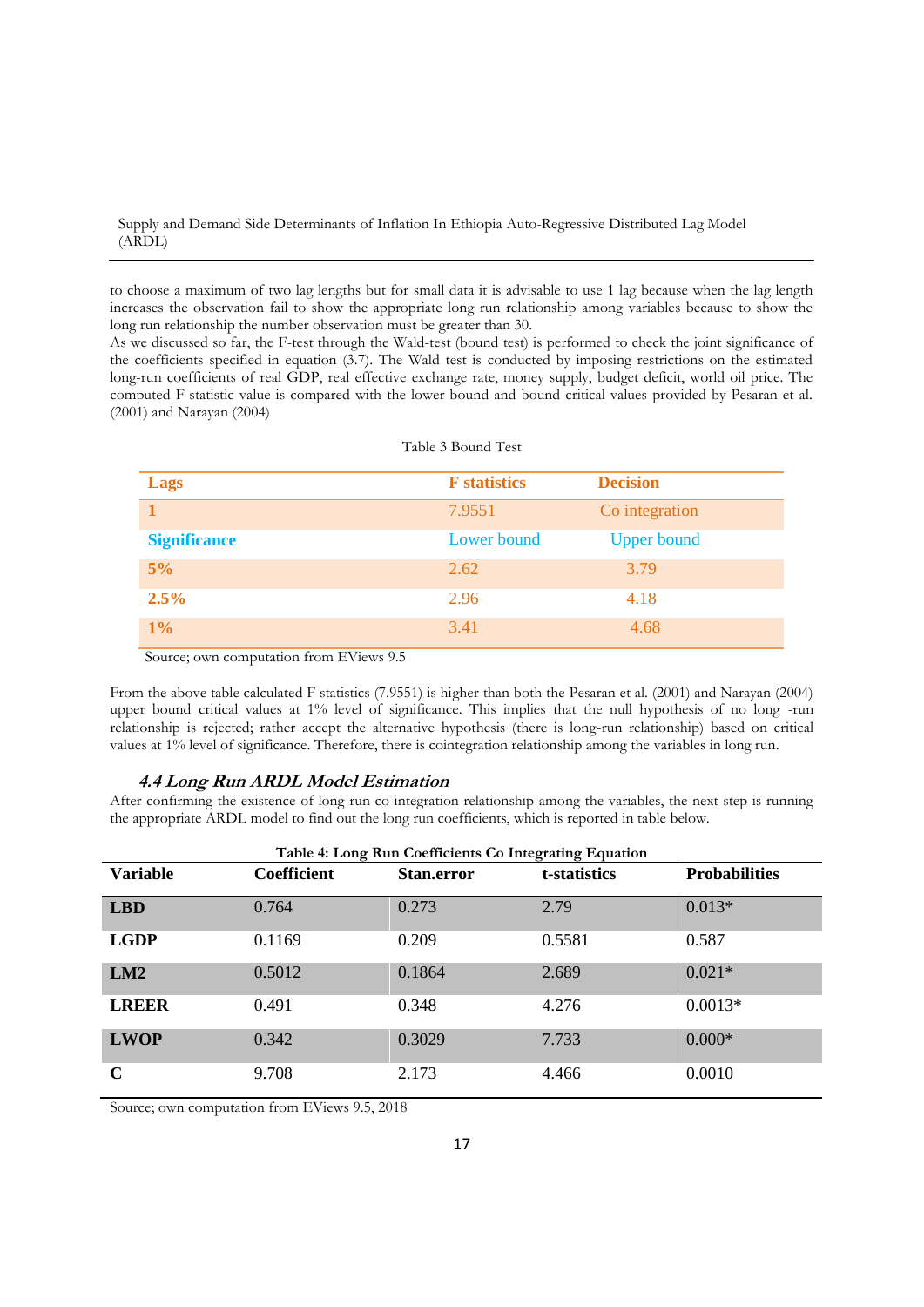to choose a maximum of two lag lengths but for small data it is advisable to use 1 lag because when the lag length increases the observation fail to show the appropriate long run relationship among variables because to show the long run relationship the number observation must be greater than 30.

As we discussed so far, the F-test through the Wald-test (bound test) is performed to check the joint significance of the coefficients specified in equation (3.7). The Wald test is conducted by imposing restrictions on the estimated long-run coefficients of real GDP, real effective exchange rate, money supply, budget deficit, world oil price. The computed F-statistic value is compared with the lower bound and bound critical values provided by Pesaran et al. (2001) and Narayan (2004)

Table 3 Bound Test

| Lags | F statistics | Decision |
|---|---|---|
| 1 | 7.9551 | Co integration |
| **Significance** | **Lower bound** | **Upper bound** |
| 5% | 2.62 | 3.79 |
| 2.5% | 2.96 | 4.18 |
| 1% | 3.41 | 4.68 |

Source; own computation from EViews 9.5

From the above table calculated F statistics (7.9551) is higher than both the Pesaran et al. (2001) and Narayan (2004) upper bound critical values at 1% level of significance. This implies that the null hypothesis of no long -run relationship is rejected; rather accept the alternative hypothesis (there is long-run relationship) based on critical values at 1% level of significance. Therefore, there is cointegration relationship among the variables in long run.

### *4.4 Long Run ARDL Model Estimation*

After confirming the existence of long-run co-integration relationship among the variables, the next step is running the appropriate ARDL model to find out the long run coefficients, which is reported in table below.

**Table 4: Long Run Coefficients Co Integrating Equation**

| Variable | Coefficient | Stan.error | t-statistics | Probabilities |
|---|---|---|---|---|
| **LBD** | 0.764 | 0.273 | 2.79 | 0.013* |
| **LGDP** | 0.1169 | 0.209 | 0.5581 | 0.587 |
| **LM2** | 0.5012 | 0.1864 | 2.689 | 0.021* |
| **LREER** | 0.491 | 0.348 | 4.276 | 0.0013* |
| **LWOP** | 0.342 | 0.3029 | 7.733 | 0.000* |
| **C** | 9.708 | 2.173 | 4.466 | 0.0010 |

Source; own computation from EViews 9.5, 2018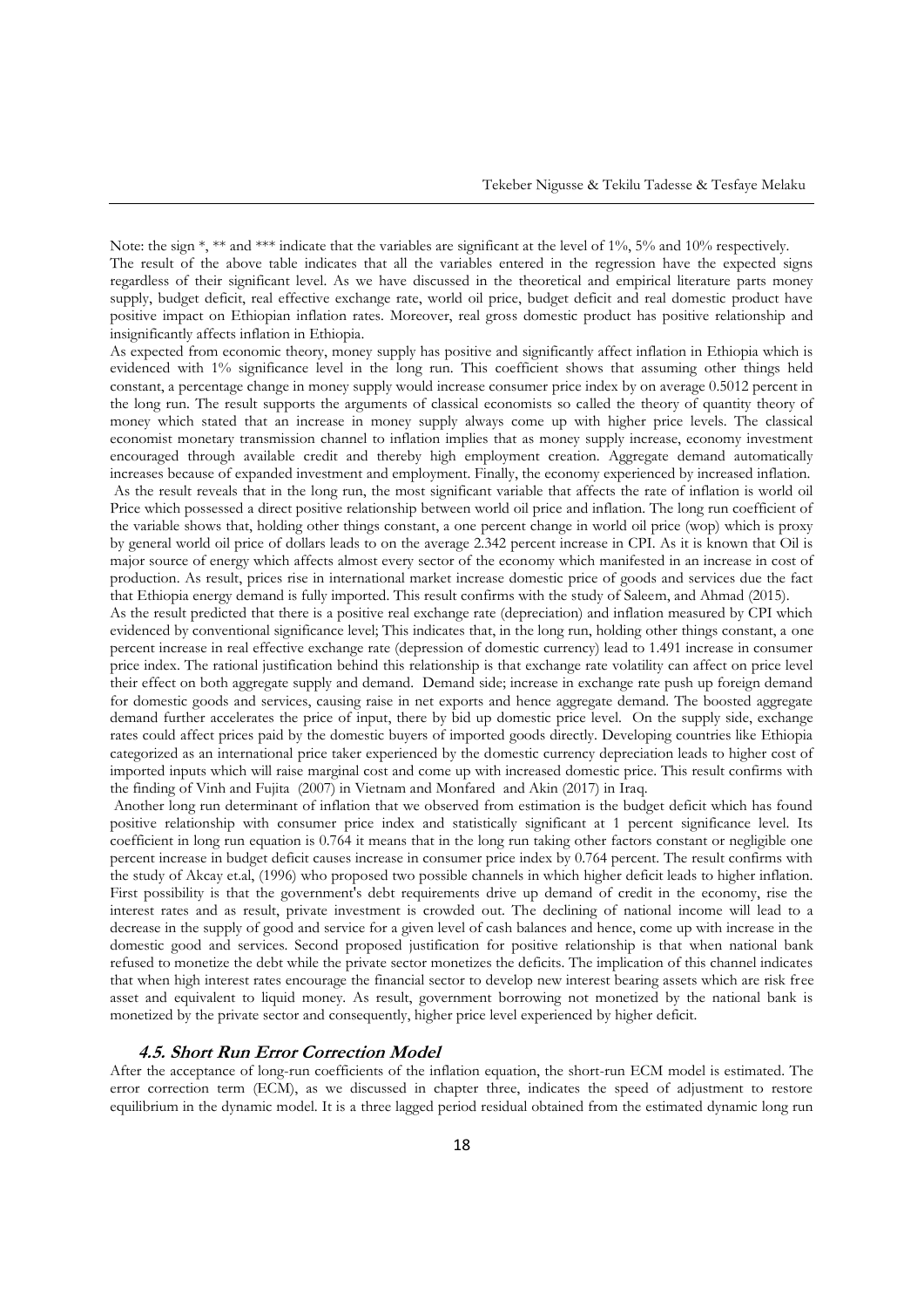Note: the sign *, ** and *** indicate that the variables are significant at the level of 1%, 5% and 10% respectively.

The result of the above table indicates that all the variables entered in the regression have the expected signs regardless of their significant level. As we have discussed in the theoretical and empirical literature parts money supply, budget deficit, real effective exchange rate, world oil price, budget deficit and real domestic product have positive impact on Ethiopian inflation rates. Moreover, real gross domestic product has positive relationship and insignificantly affects inflation in Ethiopia.

As expected from economic theory, money supply has positive and significantly affect inflation in Ethiopia which is evidenced with 1% significance level in the long run. This coefficient shows that assuming other things held constant, a percentage change in money supply would increase consumer price index by on average 0.5012 percent in the long run. The result supports the arguments of classical economists so called the theory of quantity theory of money which stated that an increase in money supply always come up with higher price levels. The classical economist monetary transmission channel to inflation implies that as money supply increase, economy investment encouraged through available credit and thereby high employment creation. Aggregate demand automatically increases because of expanded investment and employment. Finally, the economy experienced by increased inflation.

As the result reveals that in the long run, the most significant variable that affects the rate of inflation is world oil Price which possessed a direct positive relationship between world oil price and inflation. The long run coefficient of the variable shows that, holding other things constant, a one percent change in world oil price (wop) which is proxy by general world oil price of dollars leads to on the average 2.342 percent increase in CPI. As it is known that Oil is major source of energy which affects almost every sector of the economy which manifested in an increase in cost of production. As result, prices rise in international market increase domestic price of goods and services due the fact that Ethiopia energy demand is fully imported. This result confirms with the study of Saleem, and Ahmad (2015).

As the result predicted that there is a positive real exchange rate (depreciation) and inflation measured by CPI which evidenced by conventional significance level; This indicates that, in the long run, holding other things constant, a one percent increase in real effective exchange rate (depression of domestic currency) lead to 1.491 increase in consumer price index. The rational justification behind this relationship is that exchange rate volatility can affect on price level their effect on both aggregate supply and demand. Demand side; increase in exchange rate push up foreign demand for domestic goods and services, causing raise in net exports and hence aggregate demand. The boosted aggregate demand further accelerates the price of input, there by bid up domestic price level. On the supply side, exchange rates could affect prices paid by the domestic buyers of imported goods directly. Developing countries like Ethiopia categorized as an international price taker experienced by the domestic currency depreciation leads to higher cost of imported inputs which will raise marginal cost and come up with increased domestic price. This result confirms with the finding of Vinh and Fujita (2007) in Vietnam and Monfared and Akin (2017) in Iraq.

Another long run determinant of inflation that we observed from estimation is the budget deficit which has found positive relationship with consumer price index and statistically significant at 1 percent significance level. Its coefficient in long run equation is 0.764 it means that in the long run taking other factors constant or negligible one percent increase in budget deficit causes increase in consumer price index by 0.764 percent. The result confirms with the study of Akcay et.al, (1996) who proposed two possible channels in which higher deficit leads to higher inflation. First possibility is that the government's debt requirements drive up demand of credit in the economy, rise the interest rates and as result, private investment is crowded out. The declining of national income will lead to a decrease in the supply of good and service for a given level of cash balances and hence, come up with increase in the domestic good and services. Second proposed justification for positive relationship is that when national bank refused to monetize the debt while the private sector monetizes the deficits. The implication of this channel indicates that when high interest rates encourage the financial sector to develop new interest bearing assets which are risk free asset and equivalent to liquid money. As result, government borrowing not monetized by the national bank is monetized by the private sector and consequently, higher price level experienced by higher deficit.

### *4.5. Short Run Error Correction Model*

After the acceptance of long-run coefficients of the inflation equation, the short-run ECM model is estimated. The error correction term (ECM), as we discussed in chapter three, indicates the speed of adjustment to restore equilibrium in the dynamic model. It is a three lagged period residual obtained from the estimated dynamic long run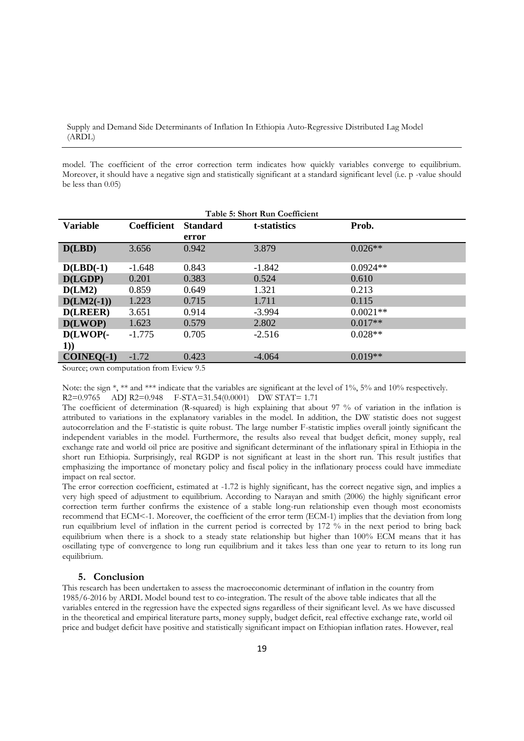model. The coefficient of the error correction term indicates how quickly variables converge to equilibrium. Moreover, it should have a negative sign and statistically significant at a standard significant level (i.e. p -value should be less than 0.05)

**Table 5: Short Run Coefficient**

| Variable | Coefficient | Standard error | t-statistics | Prob. |
|---|---|---|---|---|
| D(LBD) | 3.656 | 0.942 | 3.879 | 0.026** |
| D(LBD(-1) | -1.648 | 0.843 | -1.842 | 0.0924** |
| D(LGDP) | 0.201 | 0.383 | 0.524 | 0.610 |
| D(LM2) | 0.859 | 0.649 | 1.321 | 0.213 |
| D(LM2(-1)) | 1.223 | 0.715 | 1.711 | 0.115 |
| D(LREER) | 3.651 | 0.914 | -3.994 | 0.0021** |
| D(LWOP) | 1.623 | 0.579 | 2.802 | 0.017** |
| D(LWOP(-1)) | -1.775 | 0.705 | -2.516 | 0.028** |
| COINEQ(-1) | -1.72 | 0.423 | -4.064 | 0.019** |

Source; own computation from Eview 9.5

Note: the sign *, ** and *** indicate that the variables are significant at the level of 1%, 5% and 10% respectively.
$R2=0.9765$ ADJ $R2=0.948$ F-STA=31.54(0.0001) DW STAT= 1.71

The coefficient of determination (R-squared) is high explaining that about 97 % of variation in the inflation is attributed to variations in the explanatory variables in the model. In addition, the DW statistic does not suggest autocorrelation and the F-statistic is quite robust. The large number F-statistic implies overall jointly significant the independent variables in the model. Furthermore, the results also reveal that budget deficit, money supply, real exchange rate and world oil price are positive and significant determinant of the inflationary spiral in Ethiopia in the short run Ethiopia. Surprisingly, real RGDP is not significant at least in the short run. This result justifies that emphasizing the importance of monetary policy and fiscal policy in the inflationary process could have immediate impact on real sector.

The error correction coefficient, estimated at -1.72 is highly significant, has the correct negative sign, and implies a very high speed of adjustment to equilibrium. According to Narayan and smith (2006) the highly significant error correction term further confirms the existence of a stable long-run relationship even though most economists recommend that ECM<-1. Moreover, the coefficient of the error term (ECM-1) implies that the deviation from long run equilibrium level of inflation in the current period is corrected by 172 % in the next period to bring back equilibrium when there is a shock to a steady state relationship but higher than 100% ECM means that it has oscillating type of convergence to long run equilibrium and it takes less than one year to return to its long run equilibrium.

## 5. Conclusion

This research has been undertaken to assess the macroeconomic determinant of inflation in the country from 1985/6-2016 by ARDL Model bound test to co-integration. The result of the above table indicates that all the variables entered in the regression have the expected signs regardless of their significant level. As we have discussed in the theoretical and empirical literature parts, money supply, budget deficit, real effective exchange rate, world oil price and budget deficit have positive and statistically significant impact on Ethiopian inflation rates. However, real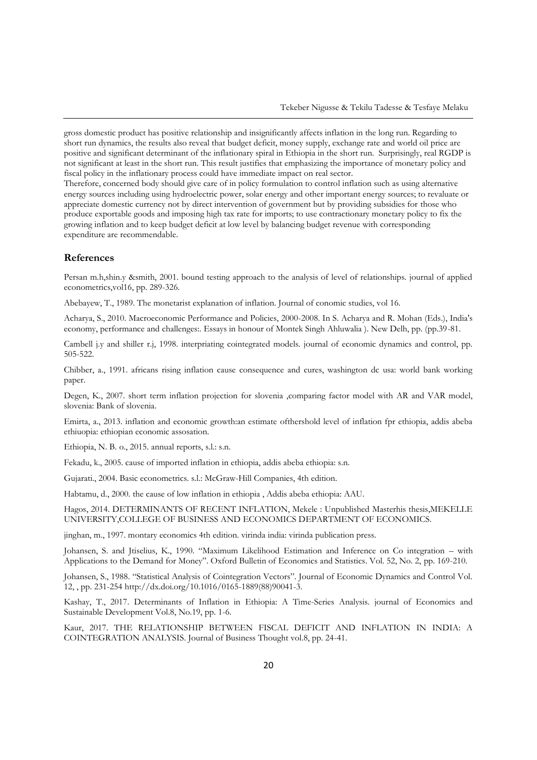gross domestic product has positive relationship and insignificantly affects inflation in the long run. Regarding to short run dynamics, the results also reveal that budget deficit, money supply, exchange rate and world oil price are positive and significant determinant of the inflationary spiral in Ethiopia in the short run. Surprisingly, real RGDP is not significant at least in the short run. This result justifies that emphasizing the importance of monetary policy and fiscal policy in the inflationary process could have immediate impact on real sector.

Therefore, concerned body should give care of in policy formulation to control inflation such as using alternative energy sources including using hydroelectric power, solar energy and other important energy sources; to revaluate or appreciate domestic currency not by direct intervention of government but by providing subsidies for those who produce exportable goods and imposing high tax rate for imports; to use contractionary monetary policy to fix the growing inflation and to keep budget deficit at low level by balancing budget revenue with corresponding expenditure are recommendable.

## References

Persan m.h,shin.y &smith, 2001. bound testing approach to the analysis of level of relationships. journal of applied econometrics,vol16, pp. 289-326.

Abebayew, T., 1989. The monetarist explanation of inflation. Journal of conomic studies, vol 16.

Acharya, S., 2010. Macroeconomic Performance and Policies, 2000-2008. In S. Acharya and R. Mohan (Eds.), India's economy, performance and challenges:. Essays in honour of Montek Singh Ahluwalia ). New Delh, pp. (pp.39-81.

Cambell j.y and shiller r.j, 1998. interpriating cointegrated models. journal of economic dynamics and control, pp. 505-522.

Chibber, a., 1991. africans rising inflation cause consequence and cures, washington dc usa: world bank working paper.

Degen, K., 2007. short term inflation projection for slovenia ,comparing factor model with AR and VAR model, slovenia: Bank of slovenia.

Emirta, a., 2013. inflation and economic growth:an estimate ofthershold level of inflation fpr ethiopia, addis abeba ethiuopia: ethiopian economic assosation.

Ethiopia, N. B. o., 2015. annual reports, s.l.: s.n.

Fekadu, k., 2005. cause of imported inflation in ethiopia, addis abeba ethiopia: s.n.

Gujarati., 2004. Basic econometrics. s.l.: McGraw-Hill Companies, 4th edition.

Habtamu, d., 2000. the cause of low inflation in ethiopia , Addis abeba ethiopia: AAU.

Hagos, 2014. DETERMINANTS OF RECENT INFLATION, Mekele : Unpublished Masterhis thesis,MEKELLE UNIVERSITY,COLLEGE OF BUSINESS AND ECONOMICS DEPARTMENT OF ECONOMICS.

jinghan, m., 1997. montary economics 4th edition. virinda india: virinda publication press.

Johansen, S. and Jtiselius, K., 1990. "Maximum Likelihood Estimation and Inference on Co integration – with Applications to the Demand for Money". Oxford Bulletin of Economics and Statistics. Vol. 52, No. 2, pp. 169-210.

Johansen, S., 1988. "Statistical Analysis of Cointegration Vectors". Journal of Economic Dynamics and Control Vol. 12, , pp. 231-254 http://dx.doi.org/10.1016/0165-1889(88)90041-3.

Kashay, T., 2017. Determinants of Inflation in Ethiopia: A Time-Series Analysis. journal of Economics and Sustainable Development Vol.8, No.19, pp. 1-6.

Kaur, 2017. THE RELATIONSHIP BETWEEN FISCAL DEFICIT AND INFLATION IN INDIA: A COINTEGRATION ANALYSIS. Journal of Business Thought vol.8, pp. 24-41.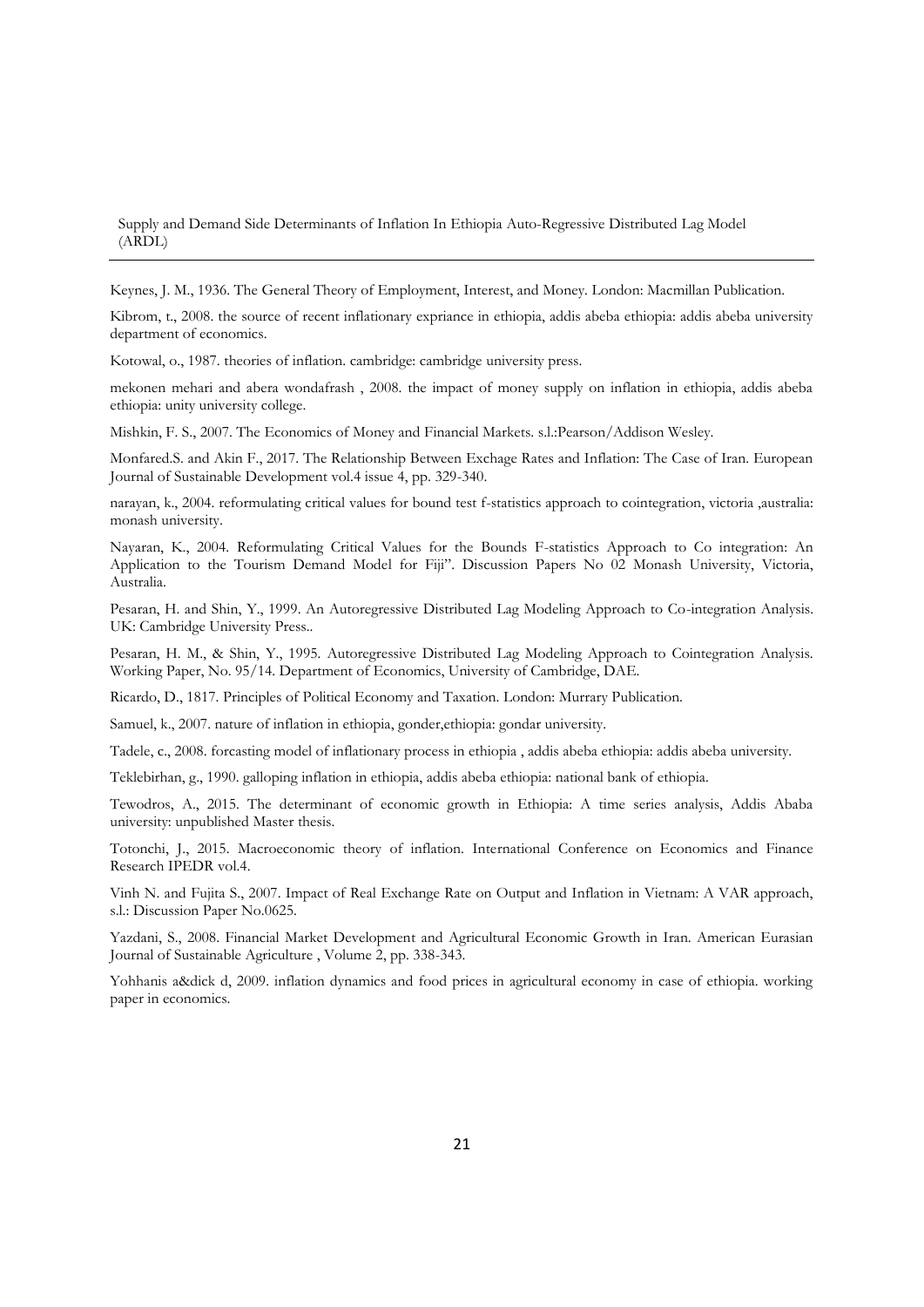Keynes, J. M., 1936. The General Theory of Employment, Interest, and Money. London: Macmillan Publication.

Kibrom, t., 2008. the source of recent inflationary expriance in ethiopia, addis abeba ethiopia: addis abeba university department of economics.

Kotowal, o., 1987. theories of inflation. cambridge: cambridge university press.

mekonen mehari and abera wondafrash , 2008. the impact of money supply on inflation in ethiopia, addis abeba ethiopia: unity university college.

Mishkin, F. S., 2007. The Economics of Money and Financial Markets. s.l.:Pearson/Addison Wesley.

Monfared.S. and Akin F., 2017. The Relationship Between Exchage Rates and Inflation: The Case of Iran. European Journal of Sustainable Development vol.4 issue 4, pp. 329-340.

narayan, k., 2004. reformulating critical values for bound test f-statistics approach to cointegration, victoria ,australia: monash university.

Nayaran, K., 2004. Reformulating Critical Values for the Bounds F-statistics Approach to Co integration: An Application to the Tourism Demand Model for Fiji". Discussion Papers No 02 Monash University, Victoria, Australia.

Pesaran, H. and Shin, Y., 1999. An Autoregressive Distributed Lag Modeling Approach to Co-integration Analysis. UK: Cambridge University Press..

Pesaran, H. M., & Shin, Y., 1995. Autoregressive Distributed Lag Modeling Approach to Cointegration Analysis. Working Paper, No. 95/14. Department of Economics, University of Cambridge, DAE.

Ricardo, D., 1817. Principles of Political Economy and Taxation. London: Murrary Publication.

Samuel, k., 2007. nature of inflation in ethiopia, gonder,ethiopia: gondar university.

Tadele, c., 2008. forcasting model of inflationary process in ethiopia , addis abeba ethiopia: addis abeba university.

Teklebirhan, g., 1990. galloping inflation in ethiopia, addis abeba ethiopia: national bank of ethiopia.

Tewodros, A., 2015. The determinant of economic growth in Ethiopia: A time series analysis, Addis Ababa university: unpublished Master thesis.

Totonchi, J., 2015. Macroeconomic theory of inflation. International Conference on Economics and Finance Research IPEDR vol.4.

Vinh N. and Fujita S., 2007. Impact of Real Exchange Rate on Output and Inflation in Vietnam: A VAR approach, s.l.: Discussion Paper No.0625.

Yazdani, S., 2008. Financial Market Development and Agricultural Economic Growth in Iran. American Eurasian Journal of Sustainable Agriculture , Volume 2, pp. 338-343.

Yohhanis a&dick d, 2009. inflation dynamics and food prices in agricultural economy in case of ethiopia. working paper in economics.